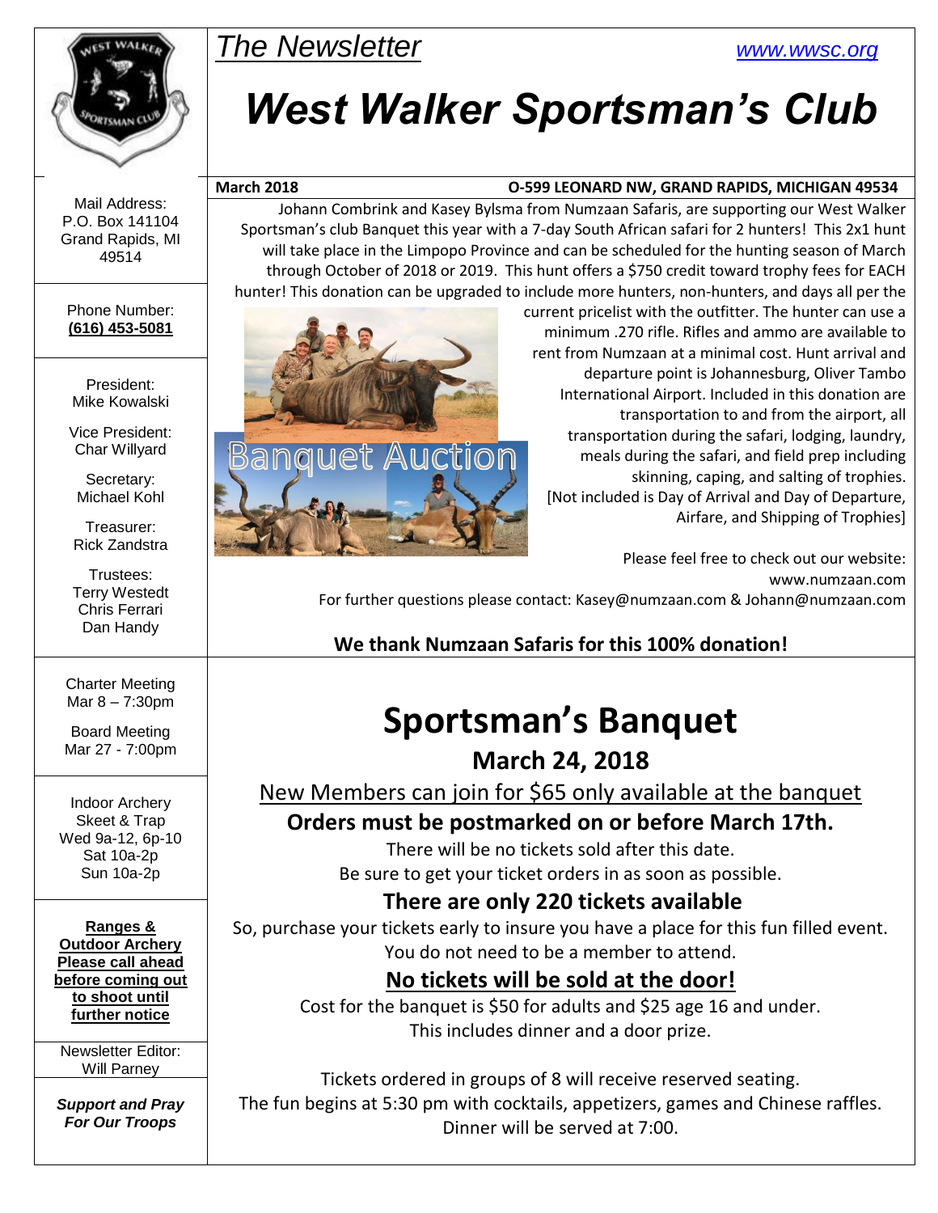*The Newsletter*

www.wwsc.org

# *West Walker Sportsman's Club*

**March 2018** **O-599 LEONARD NW, GRAND RAPIDS, MICHIGAN 49534**

Johann Combrink and Kasey Bylsma from Numzaan Safaris, are supporting our West Walker Sportsman's club Banquet this year with a 7-day South African safari for 2 hunters! This 2x1 hunt will take place in the Limpopo Province and can be scheduled for the hunting season of March through October of 2018 or 2019. This hunt offers a $750 credit toward trophy fees for EACH hunter! This donation can be upgraded to include more hunters, non-hunters, and days all per the current pricelist with the outfitter. The hunter can use a minimum .270 rifle. Rifles and ammo are available to rent from Numzaan at a minimal cost. Hunt arrival and departure point is Johannesburg, Oliver Tambo International Airport. Included in this donation are transportation to and from the airport, all transportation during the safari, lodging, laundry, meals during the safari, and field prep including skinning, caping, and salting of trophies. [Not included is Day of Arrival and Day of Departure, Airfare, and Shipping of Trophies]

Banquet Auction

Please feel free to check out our website: www.numzaan.com

For further questions please contact: Kasey@numzaan.com & Johann@numzaan.com

**We thank Numzaan Safaris for this 100% donation!**

# Sportsman's Banquet

## March 24, 2018

New Members can join for $65 only available at the banquet

**Orders must be postmarked on or before March 17th.**

There will be no tickets sold after this date.
Be sure to get your ticket orders in as soon as possible.

**There are only 220 tickets available**

So, purchase your tickets early to insure you have a place for this fun filled event.
You do not need to be a member to attend.

**No tickets will be sold at the door!**

Cost for the banquet is $50 for adults and $25 age 16 and under.
This includes dinner and a door prize.

Tickets ordered in groups of 8 will receive reserved seating.
The fun begins at 5:30 pm with cocktails, appetizers, games and Chinese raffles.
Dinner will be served at 7:00.

---

Mail Address:
P.O. Box 141104
Grand Rapids, MI
49514

Phone Number:
**(616) 453-5081**

President:
Mike Kowalski

Vice President:
Char Willyard

Secretary:
Michael Kohl

Treasurer:
Rick Zandstra

Trustees:
Terry Westedt
Chris Ferrari
Dan Handy

Charter Meeting
Mar 8 – 7:30pm

Board Meeting
Mar 27 - 7:00pm

Indoor Archery
Skeet & Trap
Wed 9a-12, 6p-10
Sat 10a-2p
Sun 10a-2p

**Ranges & Outdoor Archery Please call ahead before coming out to shoot until further notice**

Newsletter Editor:
Will Parney

***Support and Pray For Our Troops***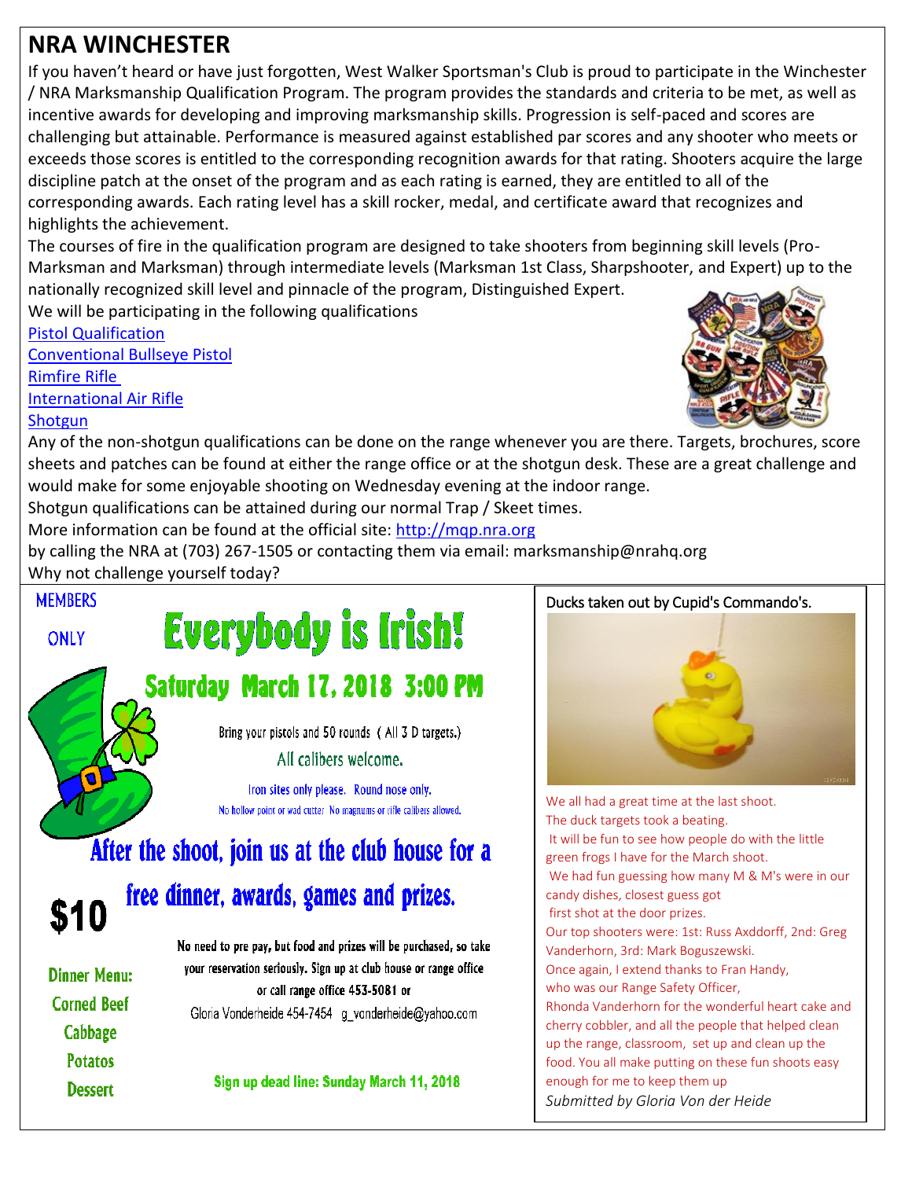## NRA WINCHESTER

If you haven't heard or have just forgotten, West Walker Sportsman's Club is proud to participate in the Winchester / NRA Marksmanship Qualification Program. The program provides the standards and criteria to be met, as well as incentive awards for developing and improving marksmanship skills. Progression is self-paced and scores are challenging but attainable. Performance is measured against established par scores and any shooter who meets or exceeds those scores is entitled to the corresponding recognition awards for that rating. Shooters acquire the large discipline patch at the onset of the program and as each rating is earned, they are entitled to all of the corresponding awards. Each rating level has a skill rocker, medal, and certificate award that recognizes and highlights the achievement.

The courses of fire in the qualification program are designed to take shooters from beginning skill levels (Pro-Marksman and Marksman) through intermediate levels (Marksman 1st Class, Sharpshooter, and Expert) up to the nationally recognized skill level and pinnacle of the program, Distinguished Expert.

We will be participating in the following qualifications

- Pistol Qualification
- Conventional Bullseye Pistol
- Rimfire Rifle
- International Air Rifle
- Shotgun

Any of the non-shotgun qualifications can be done on the range whenever you are there. Targets, brochures, score sheets and patches can be found at either the range office or at the shotgun desk. These are a great challenge and would make for some enjoyable shooting on Wednesday evening at the indoor range.

Shotgun qualifications can be attained during our normal Trap / Skeet times.

More information can be found at the official site: http://mqp.nra.org

by calling the NRA at (703) 267-1505 or contacting them via email: marksmanship@nrahq.org

Why not challenge yourself today?

---

MEMBERS ONLY

# Everybody is Irish!

## Saturday March 17, 2018 3:00 PM

Bring your pistols and 50 rounds ( All 3 D targets.)

All calibers welcome.

Iron sites only please. Round nose only.

No hollow point or wad cutter No magnums or rifle calibers allowed.

## After the shoot, join us at the club house for a free dinner, awards, games and prizes.

**$10**

**Dinner Menu:**
Corned Beef
Cabbage
Potatos
Dessert

No need to pre pay, but food and prizes will be purchased, so take your reservation seriously. Sign up at club house or range office or call range office 453-5081 or

Gloria Vonderheide 454-7454 g_vonderheide@yahoo.com

**Sign up dead line: Sunday March 11, 2018**

---

Ducks taken out by Cupid's Commando's.

We all had a great time at the last shoot.
The duck targets took a beating.
It will be fun to see how people do with the little green frogs I have for the March shoot.
We had fun guessing how many M & M's were in our candy dishes, closest guess got first shot at the door prizes.
Our top shooters were: 1st: Russ Axddorff, 2nd: Greg Vanderhorn, 3rd: Mark Boguszewski.
Once again, I extend thanks to Fran Handy, who was our Range Safety Officer,
Rhonda Vanderhorn for the wonderful heart cake and cherry cobbler, and all the people that helped clean up the range, classroom, set up and clean up the food. You all make putting on these fun shoots easy enough for me to keep them up

*Submitted by Gloria Von der Heide*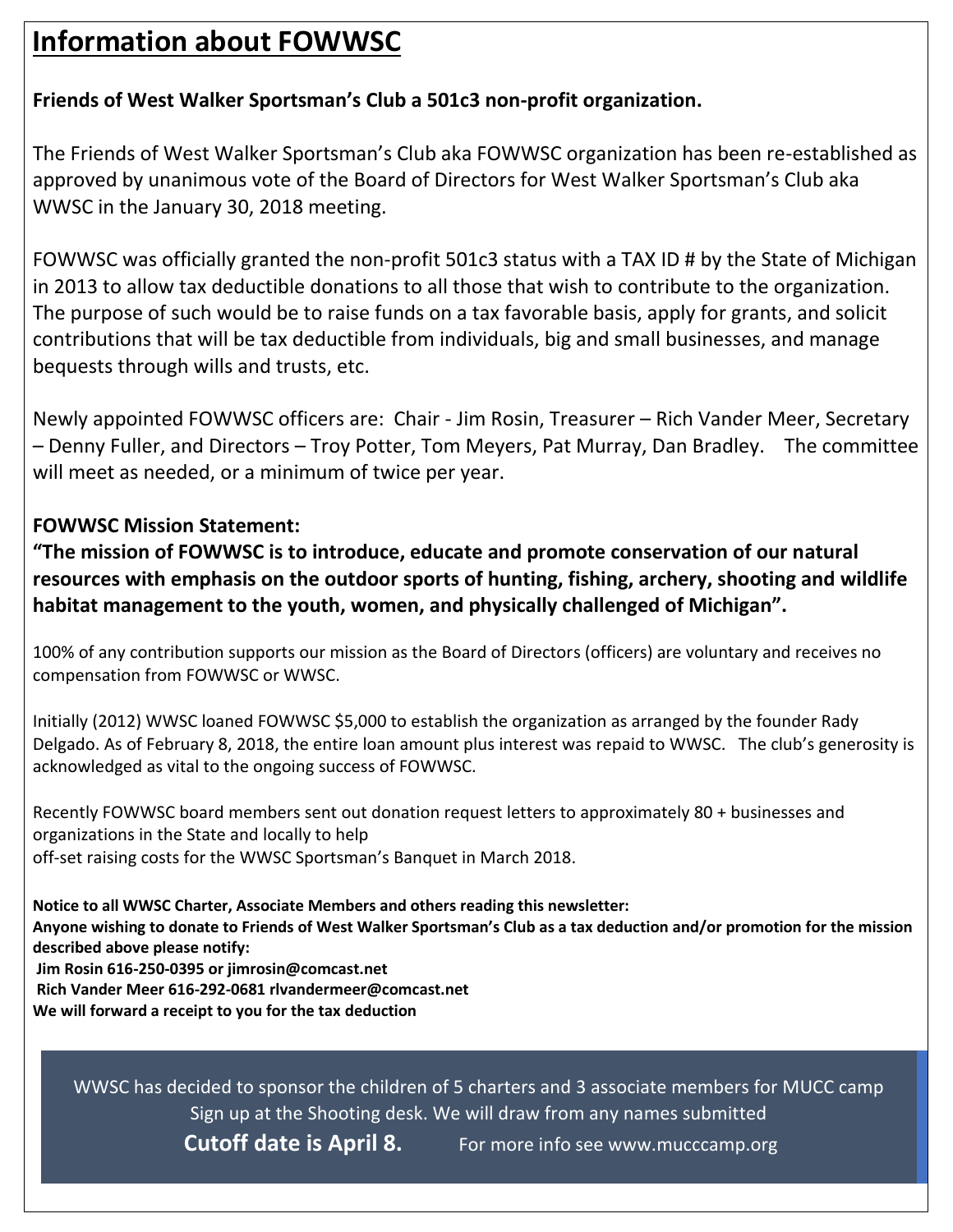# Information about FOWWSC

**Friends of West Walker Sportsman's Club a 501c3 non-profit organization.**

The Friends of West Walker Sportsman's Club aka FOWWSC organization has been re-established as approved by unanimous vote of the Board of Directors for West Walker Sportsman's Club aka WWSC in the January 30, 2018 meeting.

FOWWSC was officially granted the non-profit 501c3 status with a TAX ID # by the State of Michigan in 2013 to allow tax deductible donations to all those that wish to contribute to the organization. The purpose of such would be to raise funds on a tax favorable basis, apply for grants, and solicit contributions that will be tax deductible from individuals, big and small businesses, and manage bequests through wills and trusts, etc.

Newly appointed FOWWSC officers are: Chair - Jim Rosin, Treasurer – Rich Vander Meer, Secretary – Denny Fuller, and Directors – Troy Potter, Tom Meyers, Pat Murray, Dan Bradley. The committee will meet as needed, or a minimum of twice per year.

**FOWWSC Mission Statement:**

**"The mission of FOWWSC is to introduce, educate and promote conservation of our natural resources with emphasis on the outdoor sports of hunting, fishing, archery, shooting and wildlife habitat management to the youth, women, and physically challenged of Michigan".**

100% of any contribution supports our mission as the Board of Directors (officers) are voluntary and receives no compensation from FOWWSC or WWSC.

Initially (2012) WWSC loaned FOWWSC $5,000 to establish the organization as arranged by the founder Rady Delgado. As of February 8, 2018, the entire loan amount plus interest was repaid to WWSC. The club's generosity is acknowledged as vital to the ongoing success of FOWWSC.

Recently FOWWSC board members sent out donation request letters to approximately 80 + businesses and organizations in the State and locally to help
off-set raising costs for the WWSC Sportsman's Banquet in March 2018.

**Notice to all WWSC Charter, Associate Members and others reading this newsletter:**
**Anyone wishing to donate to Friends of West Walker Sportsman's Club as a tax deduction and/or promotion for the mission described above please notify:**
**Jim Rosin 616-250-0395 or jimrosin@comcast.net**
**Rich Vander Meer 616-292-0681 rlvandermeer@comcast.net**
**We will forward a receipt to you for the tax deduction**

WWSC has decided to sponsor the children of 5 charters and 3 associate members for MUCC camp
Sign up at the Shooting desk. We will draw from any names submitted
**Cutoff date is April 8.** For more info see www.mucccamp.org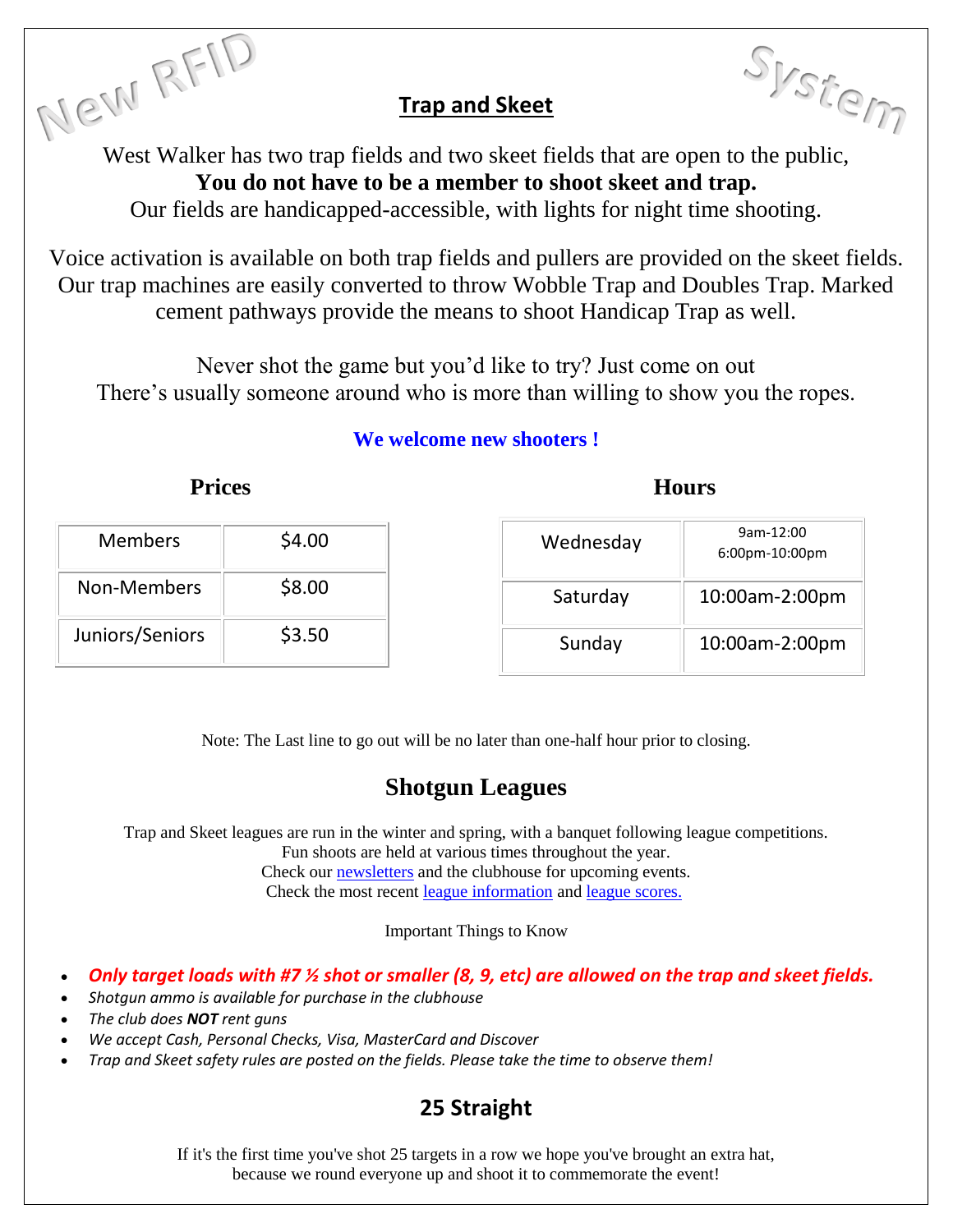New RFID System

## Trap and Skeet

West Walker has two trap fields and two skeet fields that are open to the public,
**You do not have to be a member to shoot skeet and trap.**
Our fields are handicapped-accessible, with lights for night time shooting.

Voice activation is available on both trap fields and pullers are provided on the skeet fields. Our trap machines are easily converted to throw Wobble Trap and Doubles Trap. Marked cement pathways provide the means to shoot Handicap Trap as well.

Never shot the game but you'd like to try? Just come on out
There's usually someone around who is more than willing to show you the ropes.

**We welcome new shooters !**

### Prices

| Members | $4.00 |
|---|---|
| Non-Members | $8.00 |
| Juniors/Seniors | $3.50 |

### Hours

| Wednesday | 9am-12:00<br>6:00pm-10:00pm |
|---|---|
| Saturday | 10:00am-2:00pm |
| Sunday | 10:00am-2:00pm |

Note: The Last line to go out will be no later than one-half hour prior to closing.

## Shotgun Leagues

Trap and Skeet leagues are run in the winter and spring, with a banquet following league competitions.
Fun shoots are held at various times throughout the year.
Check our newsletters and the clubhouse for upcoming events.
Check the most recent league information and league scores.

Important Things to Know

- ***Only target loads with #7 ½ shot or smaller (8, 9, etc) are allowed on the trap and skeet fields.***
- *Shotgun ammo is available for purchase in the clubhouse*
- *The club does **NOT** rent guns*
- *We accept Cash, Personal Checks, Visa, MasterCard and Discover*
- *Trap and Skeet safety rules are posted on the fields. Please take the time to observe them!*

## 25 Straight

If it's the first time you've shot 25 targets in a row we hope you've brought an extra hat,
because we round everyone up and shoot it to commemorate the event!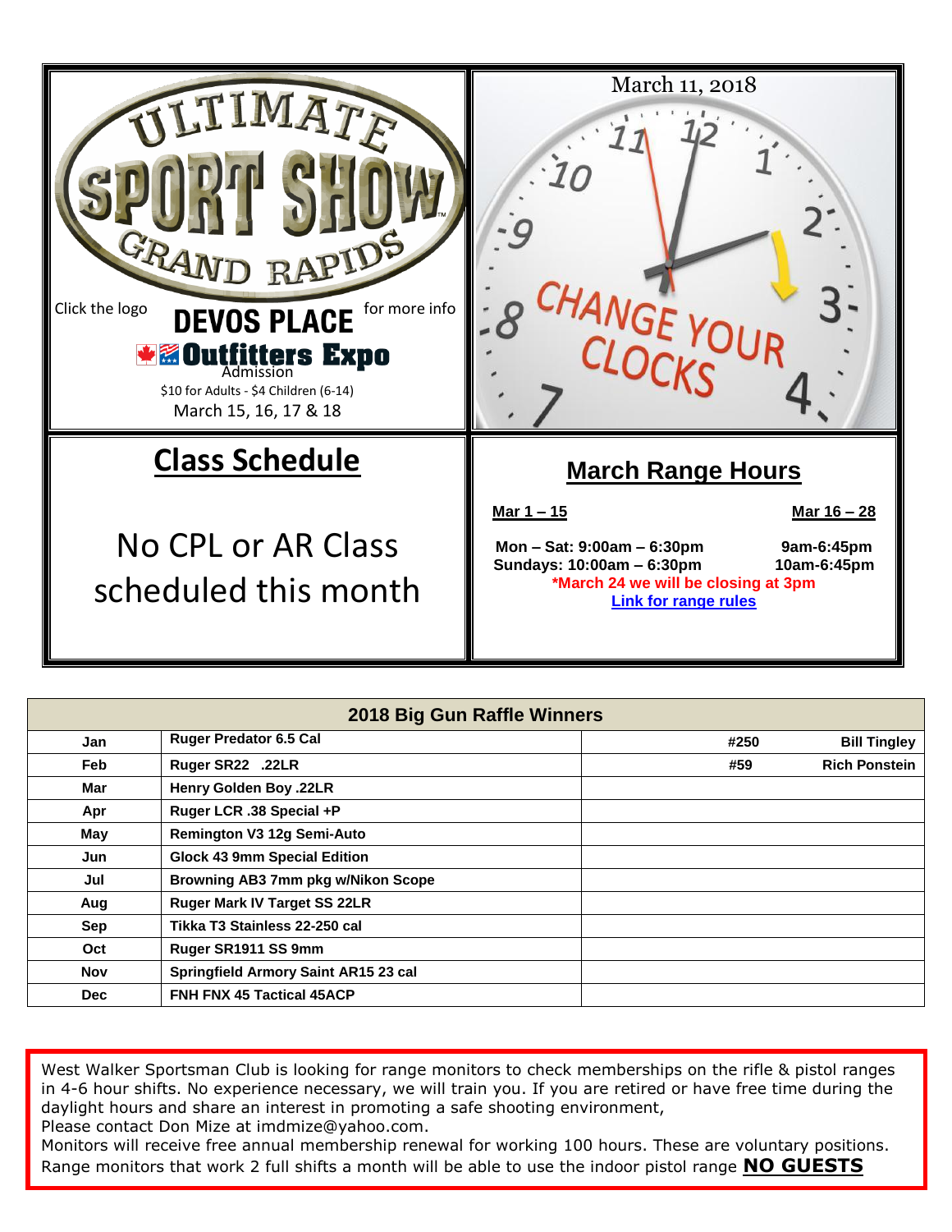ULTIMATE SPORT SHOW GRAND RAPIDS

Click the logo **DEVOS PLACE** for more info

**Outfitters Expo**

Admission

$10 for Adults - $4 Children (6-14)

March 15, 16, 17 & 18

March 11, 2018

CHANGE YOUR CLOCKS

## Class Schedule

No CPL or AR Class scheduled this month

## March Range Hours

| **Mar 1 – 15** | **Mar 16 – 28** |
|---|---|
| **Mon – Sat: 9:00am – 6:30pm** | **9am-6:45pm** |
| **Sundays: 10:00am – 6:30pm** | **10am-6:45pm** |

**\*March 24 we will be closing at 3pm**

**Link for range rules**

| 2018 Big Gun Raffle Winners | | | |
|---|---|---|---|
| **Jan** | **Ruger Predator 6.5 Cal** | **#250** | **Bill Tingley** |
| **Feb** | **Ruger SR22 .22LR** | **#59** | **Rich Ponstein** |
| **Mar** | **Henry Golden Boy .22LR** | | |
| **Apr** | **Ruger LCR .38 Special +P** | | |
| **May** | **Remington V3 12g Semi-Auto** | | |
| **Jun** | **Glock 43 9mm Special Edition** | | |
| **Jul** | **Browning AB3 7mm pkg w/Nikon Scope** | | |
| **Aug** | **Ruger Mark IV Target SS 22LR** | | |
| **Sep** | **Tikka T3 Stainless 22-250 cal** | | |
| **Oct** | **Ruger SR1911 SS 9mm** | | |
| **Nov** | **Springfield Armory Saint AR15 23 cal** | | |
| **Dec** | **FNH FNX 45 Tactical 45ACP** | | |

West Walker Sportsman Club is looking for range monitors to check memberships on the rifle & pistol ranges in 4-6 hour shifts. No experience necessary, we will train you. If you are retired or have free time during the daylight hours and share an interest in promoting a safe shooting environment,
Please contact Don Mize at imdmize@yahoo.com.
Monitors will receive free annual membership renewal for working 100 hours. These are voluntary positions.
Range monitors that work 2 full shifts a month will be able to use the indoor pistol range **NO GUESTS**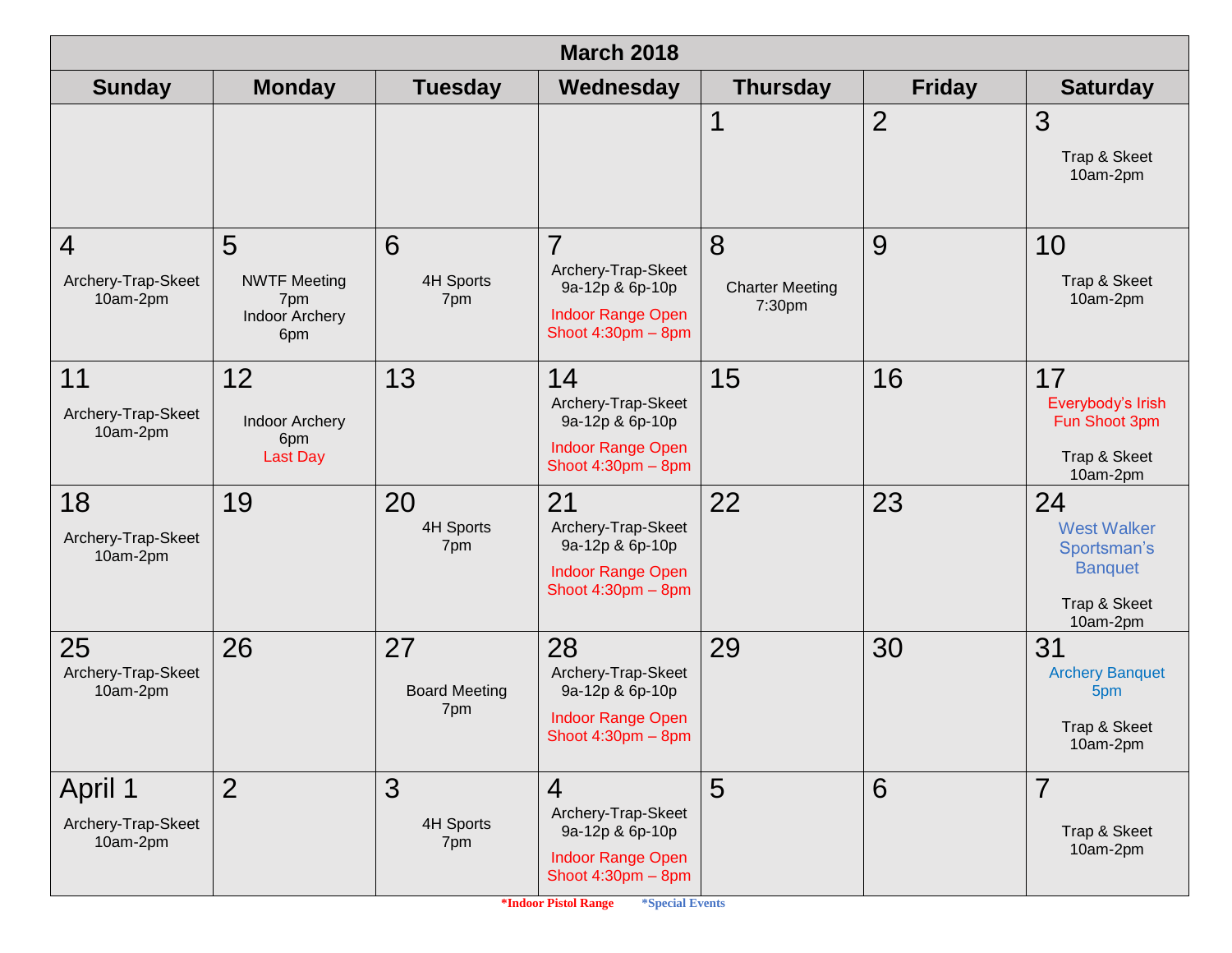# March 2018

| Sunday | Monday | Tuesday | Wednesday | Thursday | Friday | Saturday |
|---|---|---|---|---|---|---|
| | | | | 1 | 2 | 3<br>Trap & Skeet 10am-2pm |
| 4<br>Archery-Trap-Skeet 10am-2pm | 5<br>NWTF Meeting 7pm<br>Indoor Archery 6pm | 6<br>4H Sports 7pm | 7<br>Archery-Trap-Skeet 9a-12p & 6p-10p<br>Indoor Range Open Shoot 4:30pm – 8pm | 8<br>Charter Meeting 7:30pm | 9 | 10<br>Trap & Skeet 10am-2pm |
| 11<br>Archery-Trap-Skeet 10am-2pm | 12<br>Indoor Archery 6pm<br>Last Day | 13 | 14<br>Archery-Trap-Skeet 9a-12p & 6p-10p<br>Indoor Range Open Shoot 4:30pm – 8pm | 15 | 16 | 17<br>Everybody's Irish Fun Shoot 3pm<br>Trap & Skeet 10am-2pm |
| 18<br>Archery-Trap-Skeet 10am-2pm | 19 | 20<br>4H Sports 7pm | 21<br>Archery-Trap-Skeet 9a-12p & 6p-10p<br>Indoor Range Open Shoot 4:30pm – 8pm | 22 | 23 | 24<br>West Walker Sportsman's Banquet<br>Trap & Skeet 10am-2pm |
| 25<br>Archery-Trap-Skeet 10am-2pm | 26 | 27<br>Board Meeting 7pm | 28<br>Archery-Trap-Skeet 9a-12p & 6p-10p<br>Indoor Range Open Shoot 4:30pm – 8pm | 29 | 30 | 31<br>Archery Banquet 5pm<br>Trap & Skeet 10am-2pm |
| April 1<br>Archery-Trap-Skeet 10am-2pm | 2 | 3<br>4H Sports 7pm | 4<br>Archery-Trap-Skeet 9a-12p & 6p-10p<br>Indoor Range Open Shoot 4:30pm – 8pm | 5 | 6 | 7<br>Trap & Skeet 10am-2pm |

*Indoor Pistol Range *Special Events